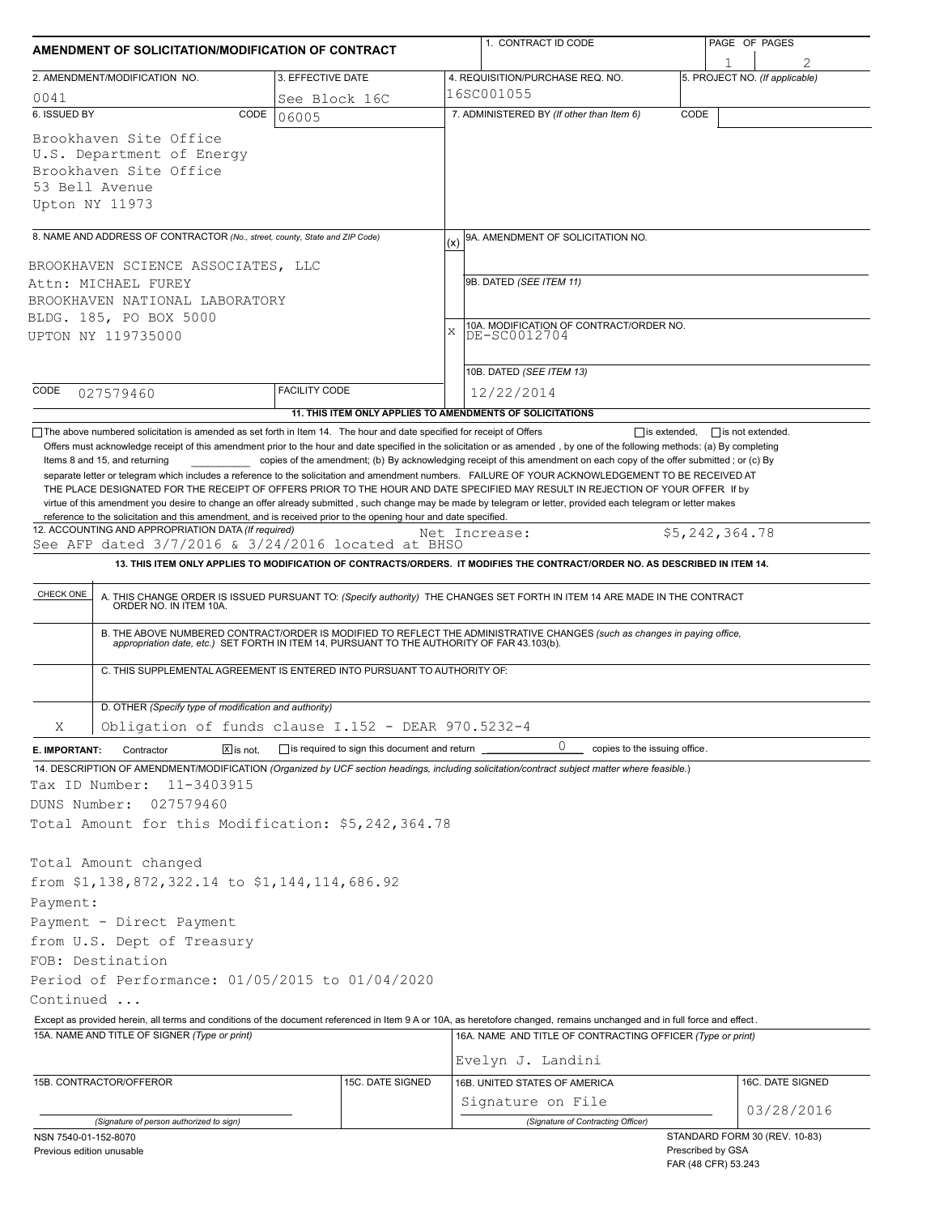# AMENDMENT OF SOLICITATION/MODIFICATION OF CONTRACT

| 1. CONTRACT ID CODE | PAGE OF PAGES |
|---|---|
| | 1 2 |

| 2. AMENDMENT/MODIFICATION NO. | 3. EFFECTIVE DATE | 4. REQUISITION/PURCHASE REQ. NO. | 5. PROJECT NO. (If applicable) |
|---|---|---|---|
| 0041 | See Block 16C | 16SC001055 | |

**6. ISSUED BY** CODE 06005

Brookhaven Site Office
U.S. Department of Energy
Brookhaven Site Office
53 Bell Avenue
Upton NY 11973

**7. ADMINISTERED BY** *(If other than Item 6)* CODE

**8. NAME AND ADDRESS OF CONTRACTOR** *(No., street, county, State and ZIP Code)*

BROOKHAVEN SCIENCE ASSOCIATES, LLC
Attn: MICHAEL FUREY
BROOKHAVEN NATIONAL LABORATORY
BLDG. 185, PO BOX 5000
UPTON NY 119735000

CODE 027579460 FACILITY CODE

(x) 9A. AMENDMENT OF SOLICITATION NO.

9B. DATED *(SEE ITEM 11)*

X 10A. MODIFICATION OF CONTRACT/ORDER NO. DE-SC0012704

10B. DATED *(SEE ITEM 13)* 12/22/2014

**11. THIS ITEM ONLY APPLIES TO AMENDMENTS OF SOLICITATIONS**

☐ The above numbered solicitation is amended as set forth in Item 14. The hour and date specified for receipt of Offers ☐ is extended, ☐ is not extended.
Offers must acknowledge receipt of this amendment prior to the hour and date specified in the solicitation or as amended , by one of the following methods: (a) By completing Items 8 and 15, and returning __________ copies of the amendment; (b) By acknowledging receipt of this amendment on each copy of the offer submitted ; or (c) By separate letter or telegram which includes a reference to the solicitation and amendment numbers. FAILURE OF YOUR ACKNOWLEDGEMENT TO BE RECEIVED AT THE PLACE DESIGNATED FOR THE RECEIPT OF OFFERS PRIOR TO THE HOUR AND DATE SPECIFIED MAY RESULT IN REJECTION OF YOUR OFFER If by virtue of this amendment you desire to change an offer already submitted , such change may be made by telegram or letter, provided each telegram or letter makes reference to the solicitation and this amendment, and is received prior to the opening hour and date specified.

**12. ACCOUNTING AND APPROPRIATION DATA** *(If required)*
See AFP dated 3/7/2016 & 3/24/2016 located at BHSO Net Increase: $5,242,364.78

**13. THIS ITEM ONLY APPLIES TO MODIFICATION OF CONTRACTS/ORDERS. IT MODIFIES THE CONTRACT/ORDER NO. AS DESCRIBED IN ITEM 14.**

| CHECK ONE | |
|---|---|
| | A. THIS CHANGE ORDER IS ISSUED PURSUANT TO: *(Specify authority)* THE CHANGES SET FORTH IN ITEM 14 ARE MADE IN THE CONTRACT ORDER NO. IN ITEM 10A. |
| | B. THE ABOVE NUMBERED CONTRACT/ORDER IS MODIFIED TO REFLECT THE ADMINISTRATIVE CHANGES *(such as changes in paying office, appropriation date, etc.)* SET FORTH IN ITEM 14, PURSUANT TO THE AUTHORITY OF FAR 43.103(b). |
| | C. THIS SUPPLEMENTAL AGREEMENT IS ENTERED INTO PURSUANT TO AUTHORITY OF: |
| X | D. OTHER *(Specify type of modification and authority)* Obligation of funds clause I.152 - DEAR 970.5232-4 |

**E. IMPORTANT:** Contractor ☒ is not, ☐ is required to sign this document and return 0 copies to the issuing office.

**14. DESCRIPTION OF AMENDMENT/MODIFICATION** *(Organized by UCF section headings, including solicitation/contract subject matter where feasible.)*

Tax ID Number: 11-3403915
DUNS Number: 027579460
Total Amount for this Modification: $5,242,364.78

Total Amount changed
from $1,138,872,322.14 to $1,144,114,686.92
Payment:
Payment - Direct Payment
from U.S. Dept of Treasury
FOB: Destination
Period of Performance: 01/05/2015 to 01/04/2020
Continued ...

Except as provided herein, all terms and conditions of the document referenced in Item 9 A or 10A, as heretofore changed, remains unchanged and in full force and effect.

| 15A. NAME AND TITLE OF SIGNER (Type or print) | | 16A. NAME AND TITLE OF CONTRACTING OFFICER (Type or print) | |
|---|---|---|---|
| | | Evelyn J. Landini | |
| 15B. CONTRACTOR/OFFEROR | 15C. DATE SIGNED | 16B. UNITED STATES OF AMERICA | 16C. DATE SIGNED |
| (Signature of person authorized to sign) | | Signature on File (Signature of Contracting Officer) | 03/28/2016 |

NSN 7540-01-152-8070
Previous edition unusable

STANDARD FORM 30 (REV. 10-83)
Prescribed by GSA
FAR (48 CFR) 53.243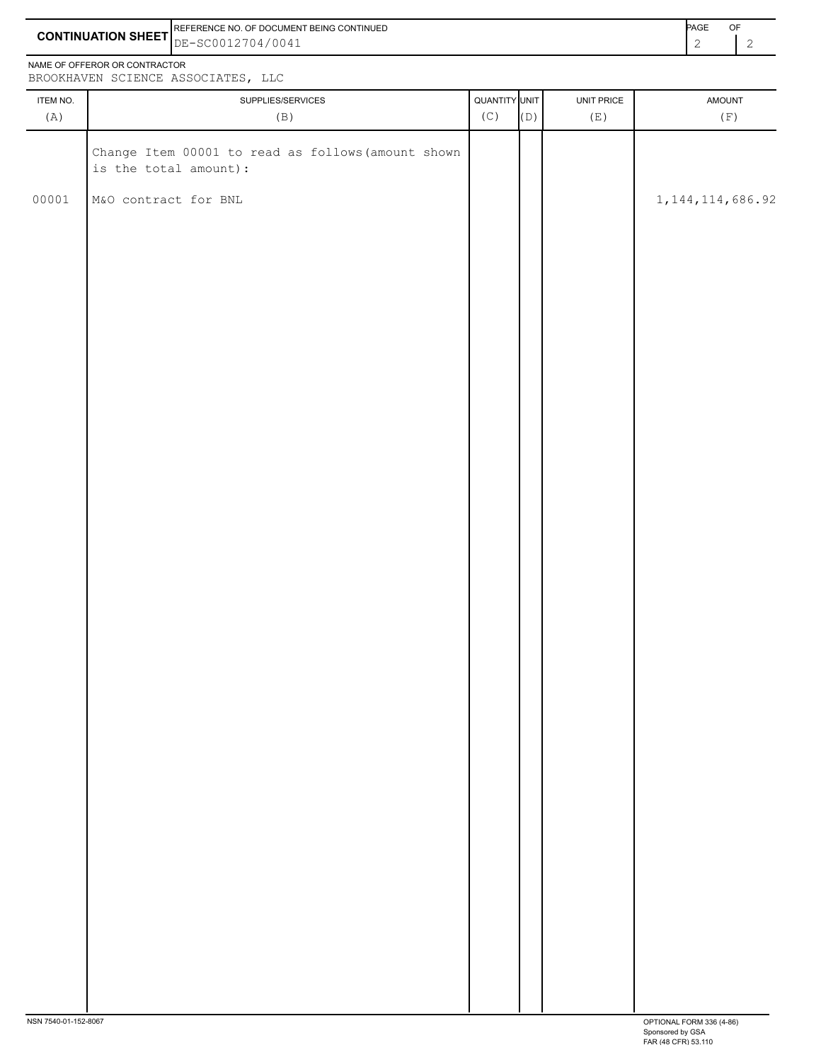**CONTINUATION SHEET**

REFERENCE NO. OF DOCUMENT BEING CONTINUED
DE-SC0012704/0041

NAME OF OFFEROR OR CONTRACTOR
BROOKHAVEN SCIENCE ASSOCIATES, LLC

| ITEM NO. (A) | SUPPLIES/SERVICES (B) | QUANTITY (C) | UNIT (D) | UNIT PRICE (E) | AMOUNT (F) |
|---|---|---|---|---|---|
| | Change Item 00001 to read as follows(amount shown is the total amount): | | | | |
| 00001 | M&O contract for BNL | | | | 1,144,114,686.92 |

NSN 7540-01-152-8067

OPTIONAL FORM 336 (4-86)
Sponsored by GSA
FAR (48 CFR) 53.110